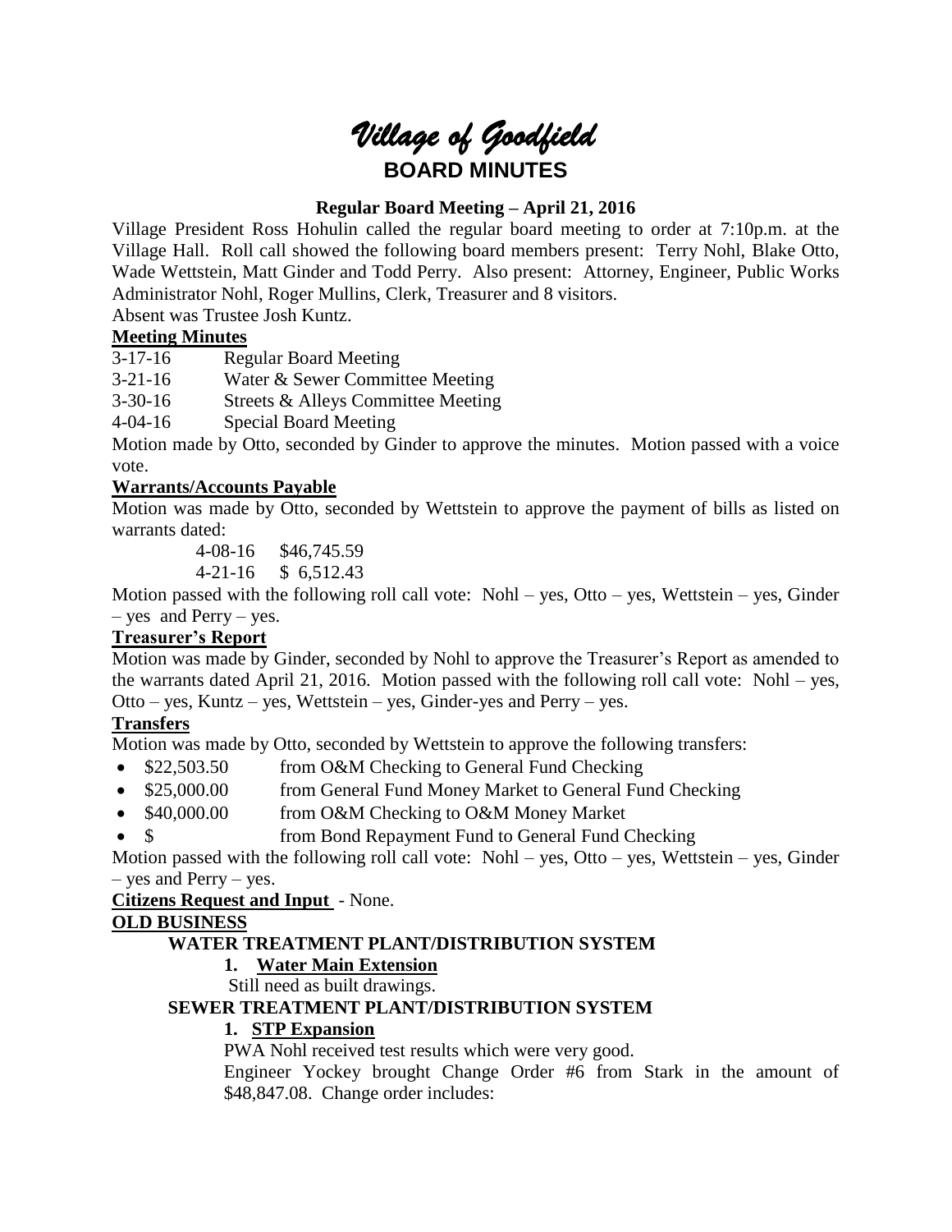# *Village of Goodfield*

## BOARD MINUTES

### Regular Board Meeting – April 21, 2016

Village President Ross Hohulin called the regular board meeting to order at 7:10p.m. at the Village Hall. Roll call showed the following board members present: Terry Nohl, Blake Otto, Wade Wettstein, Matt Ginder and Todd Perry. Also present: Attorney, Engineer, Public Works Administrator Nohl, Roger Mullins, Clerk, Treasurer and 8 visitors.

Absent was Trustee Josh Kuntz.

**Meeting Minutes**

3-17-16 Regular Board Meeting

3-21-16 Water & Sewer Committee Meeting

3-30-16 Streets & Alleys Committee Meeting

4-04-16 Special Board Meeting

Motion made by Otto, seconded by Ginder to approve the minutes. Motion passed with a voice vote.

**Warrants/Accounts Payable**

Motion was made by Otto, seconded by Wettstein to approve the payment of bills as listed on warrants dated:

4-08-16 $46,745.59

4-21-16 $ 6,512.43

Motion passed with the following roll call vote: Nohl – yes, Otto – yes, Wettstein – yes, Ginder – yes and Perry – yes.

**Treasurer's Report**

Motion was made by Ginder, seconded by Nohl to approve the Treasurer's Report as amended to the warrants dated April 21, 2016. Motion passed with the following roll call vote: Nohl – yes, Otto – yes, Kuntz – yes, Wettstein – yes, Ginder-yes and Perry – yes.

**Transfers**

Motion was made by Otto, seconded by Wettstein to approve the following transfers:

- $22,503.50 from O&M Checking to General Fund Checking
- $25,000.00 from General Fund Money Market to General Fund Checking
- $40,000.00 from O&M Checking to O&M Money Market
- $ from Bond Repayment Fund to General Fund Checking

Motion passed with the following roll call vote: Nohl – yes, Otto – yes, Wettstein – yes, Ginder – yes and Perry – yes.

**Citizens Request and Input** - None.

**OLD BUSINESS**

**WATER TREATMENT PLANT/DISTRIBUTION SYSTEM**

1. **Water Main Extension**

   Still need as built drawings.

**SEWER TREATMENT PLANT/DISTRIBUTION SYSTEM**

1. **STP Expansion**

   PWA Nohl received test results which were very good.

   Engineer Yockey brought Change Order #6 from Stark in the amount of $48,847.08. Change order includes: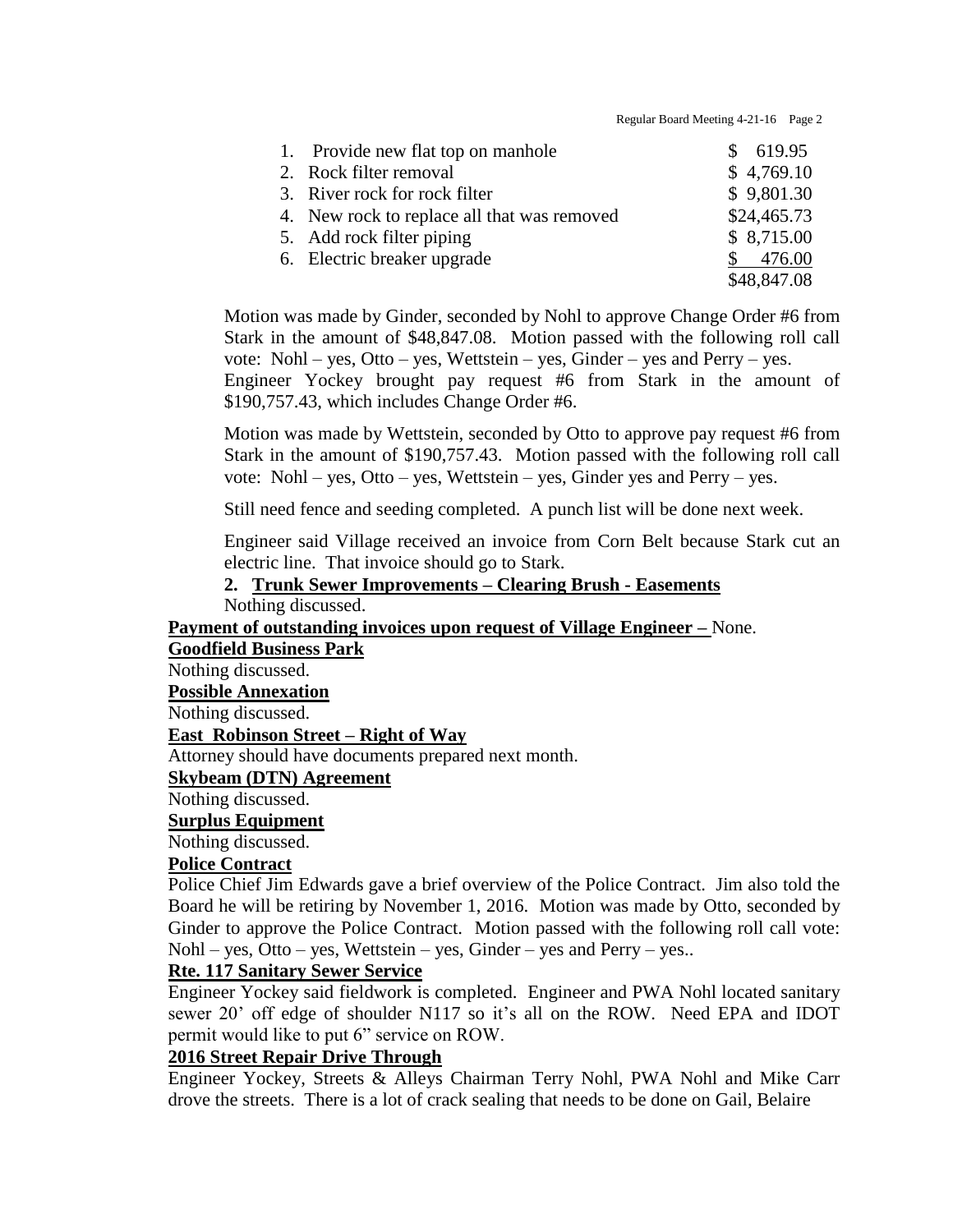| | |
|---|---|
| 1. Provide new flat top on manhole | $ 619.95 |
| 2. Rock filter removal | $ 4,769.10 |
| 3. River rock for rock filter | $ 9,801.30 |
| 4. New rock to replace all that was removed | $24,465.73 |
| 5. Add rock filter piping | $ 8,715.00 |
| 6. Electric breaker upgrade | $ 476.00 |
| | $48,847.08 |

Motion was made by Ginder, seconded by Nohl to approve Change Order #6 from Stark in the amount of $48,847.08. Motion passed with the following roll call vote: Nohl – yes, Otto – yes, Wettstein – yes, Ginder – yes and Perry – yes. Engineer Yockey brought pay request #6 from Stark in the amount of $190,757.43, which includes Change Order #6.

Motion was made by Wettstein, seconded by Otto to approve pay request #6 from Stark in the amount of $190,757.43. Motion passed with the following roll call vote: Nohl – yes, Otto – yes, Wettstein – yes, Ginder yes and Perry – yes.

Still need fence and seeding completed. A punch list will be done next week.

Engineer said Village received an invoice from Corn Belt because Stark cut an electric line. That invoice should go to Stark.

**2. <u>Trunk Sewer Improvements – Clearing Brush - Easements</u>**

Nothing discussed.

**<u>Payment of outstanding invoices upon request of Village Engineer –</u>** None.

**<u>Goodfield Business Park</u>**

Nothing discussed.

**<u>Possible Annexation</u>**

Nothing discussed.

**<u>East Robinson Street – Right of Way</u>**

Attorney should have documents prepared next month.

**<u>Skybeam (DTN) Agreement</u>**

Nothing discussed.

**<u>Surplus Equipment</u>**

Nothing discussed.

**<u>Police Contract</u>**

Police Chief Jim Edwards gave a brief overview of the Police Contract. Jim also told the Board he will be retiring by November 1, 2016. Motion was made by Otto, seconded by Ginder to approve the Police Contract. Motion passed with the following roll call vote: Nohl – yes, Otto – yes, Wettstein – yes, Ginder – yes and Perry – yes..

**<u>Rte. 117 Sanitary Sewer Service</u>**

Engineer Yockey said fieldwork is completed. Engineer and PWA Nohl located sanitary sewer 20' off edge of shoulder N117 so it's all on the ROW. Need EPA and IDOT permit would like to put 6" service on ROW.

**<u>2016 Street Repair Drive Through</u>**

Engineer Yockey, Streets & Alleys Chairman Terry Nohl, PWA Nohl and Mike Carr drove the streets. There is a lot of crack sealing that needs to be done on Gail, Belaire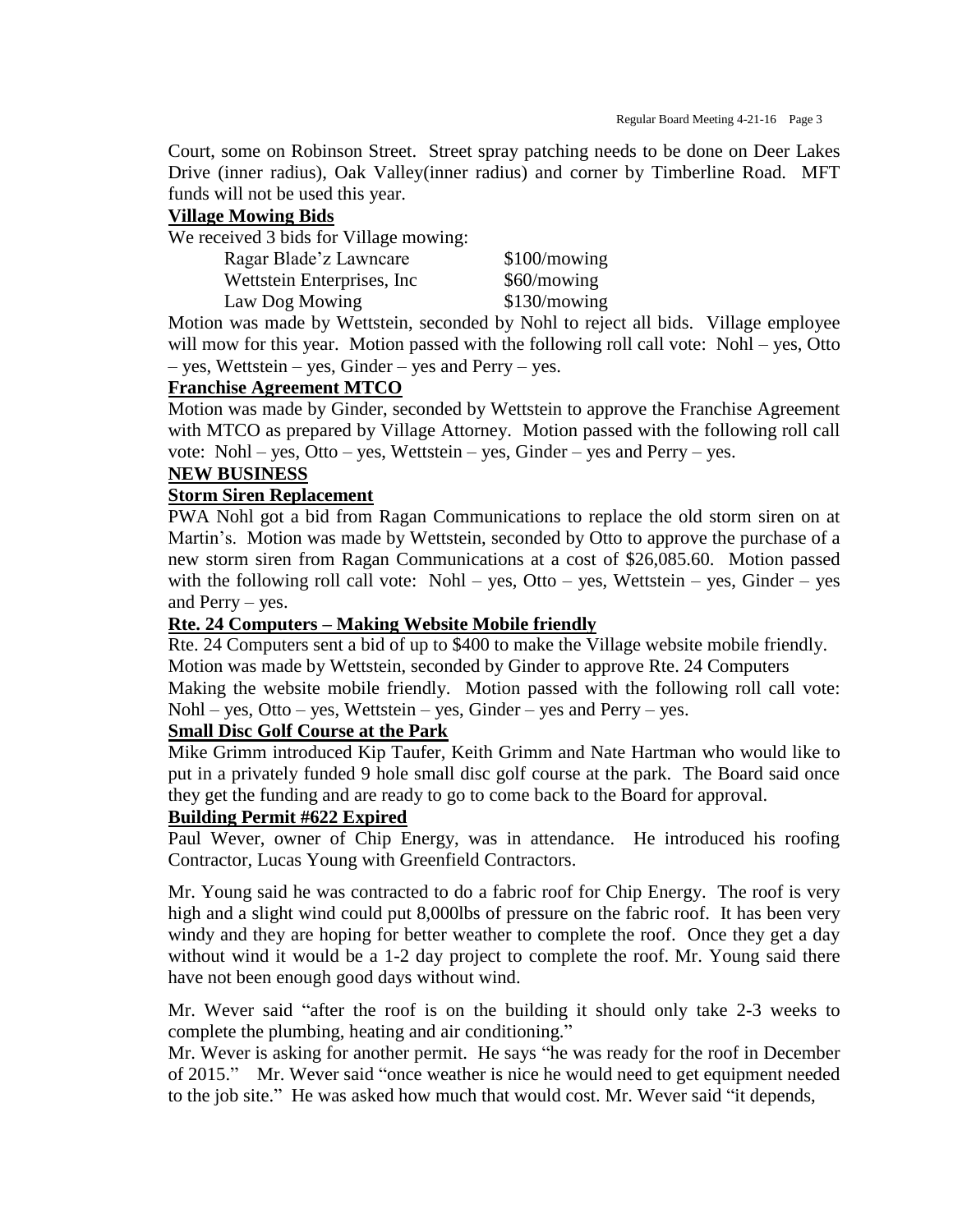Court, some on Robinson Street. Street spray patching needs to be done on Deer Lakes Drive (inner radius), Oak Valley(inner radius) and corner by Timberline Road. MFT funds will not be used this year.

**Village Mowing Bids**

We received 3 bids for Village mowing:

| | |
|---|---|
| Ragar Blade'z Lawncare | $100/mowing |
| Wettstein Enterprises, Inc | $60/mowing |
| Law Dog Mowing | $130/mowing |

Motion was made by Wettstein, seconded by Nohl to reject all bids. Village employee will mow for this year. Motion passed with the following roll call vote: Nohl – yes, Otto – yes, Wettstein – yes, Ginder – yes and Perry – yes.

**Franchise Agreement MTCO**

Motion was made by Ginder, seconded by Wettstein to approve the Franchise Agreement with MTCO as prepared by Village Attorney. Motion passed with the following roll call vote: Nohl – yes, Otto – yes, Wettstein – yes, Ginder – yes and Perry – yes.

**NEW BUSINESS**

**Storm Siren Replacement**

PWA Nohl got a bid from Ragan Communications to replace the old storm siren on at Martin's. Motion was made by Wettstein, seconded by Otto to approve the purchase of a new storm siren from Ragan Communications at a cost of $26,085.60. Motion passed with the following roll call vote: Nohl – yes, Otto – yes, Wettstein – yes, Ginder – yes and Perry – yes.

**Rte. 24 Computers – Making Website Mobile friendly**

Rte. 24 Computers sent a bid of up to $400 to make the Village website mobile friendly. Motion was made by Wettstein, seconded by Ginder to approve Rte. 24 Computers Making the website mobile friendly. Motion passed with the following roll call vote: Nohl – yes, Otto – yes, Wettstein – yes, Ginder – yes and Perry – yes.

**Small Disc Golf Course at the Park**

Mike Grimm introduced Kip Taufer, Keith Grimm and Nate Hartman who would like to put in a privately funded 9 hole small disc golf course at the park. The Board said once they get the funding and are ready to go to come back to the Board for approval.

**Building Permit #622 Expired**

Paul Wever, owner of Chip Energy, was in attendance. He introduced his roofing Contractor, Lucas Young with Greenfield Contractors.

Mr. Young said he was contracted to do a fabric roof for Chip Energy. The roof is very high and a slight wind could put 8,000lbs of pressure on the fabric roof. It has been very windy and they are hoping for better weather to complete the roof. Once they get a day without wind it would be a 1-2 day project to complete the roof. Mr. Young said there have not been enough good days without wind.

Mr. Wever said "after the roof is on the building it should only take 2-3 weeks to complete the plumbing, heating and air conditioning."

Mr. Wever is asking for another permit. He says "he was ready for the roof in December of 2015." Mr. Wever said "once weather is nice he would need to get equipment needed to the job site." He was asked how much that would cost. Mr. Wever said "it depends,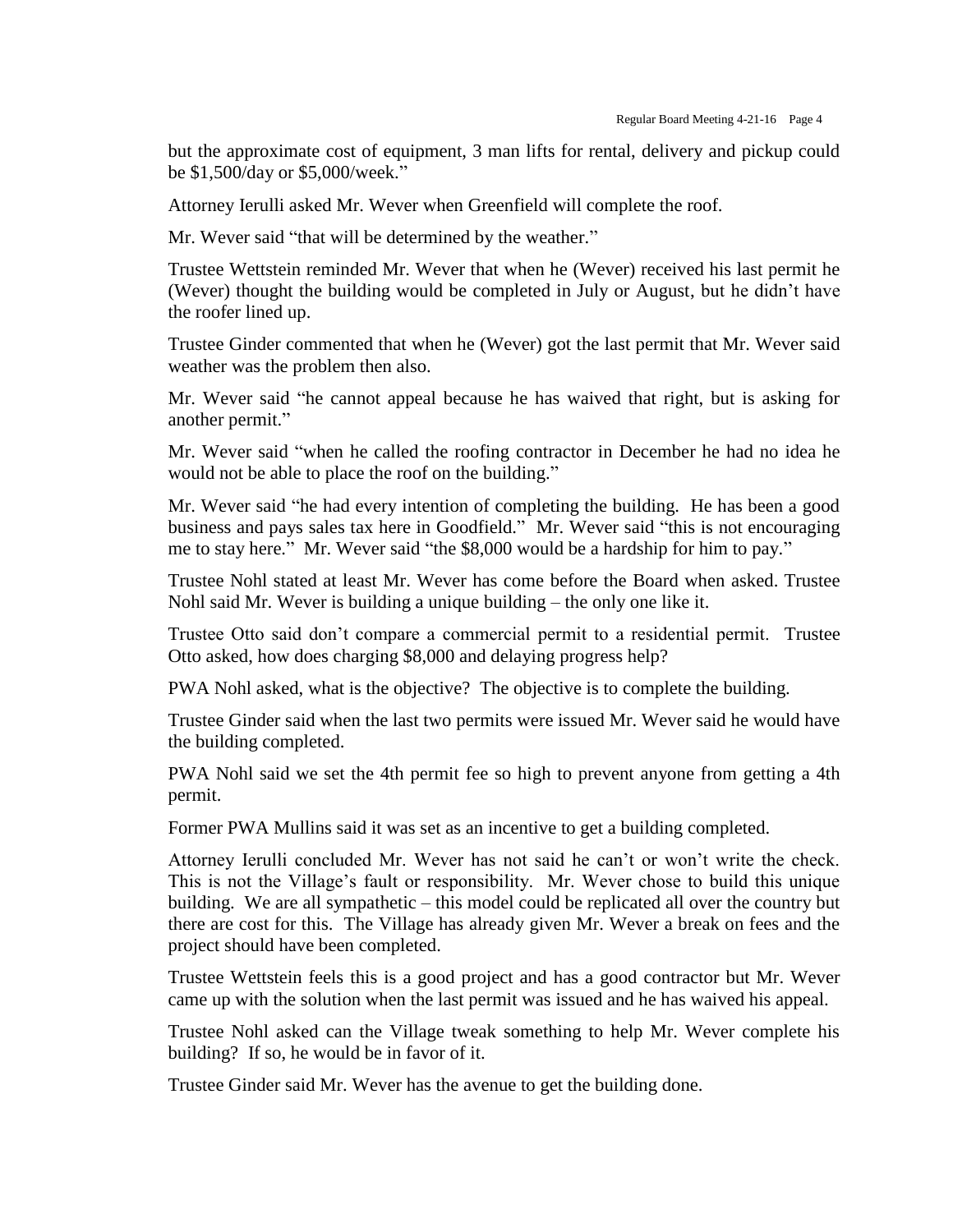but the approximate cost of equipment, 3 man lifts for rental, delivery and pickup could be $1,500/day or $5,000/week."

Attorney Ierulli asked Mr. Wever when Greenfield will complete the roof.

Mr. Wever said "that will be determined by the weather."

Trustee Wettstein reminded Mr. Wever that when he (Wever) received his last permit he (Wever) thought the building would be completed in July or August, but he didn't have the roofer lined up.

Trustee Ginder commented that when he (Wever) got the last permit that Mr. Wever said weather was the problem then also.

Mr. Wever said "he cannot appeal because he has waived that right, but is asking for another permit."

Mr. Wever said "when he called the roofing contractor in December he had no idea he would not be able to place the roof on the building."

Mr. Wever said "he had every intention of completing the building. He has been a good business and pays sales tax here in Goodfield." Mr. Wever said "this is not encouraging me to stay here." Mr. Wever said "the $8,000 would be a hardship for him to pay."

Trustee Nohl stated at least Mr. Wever has come before the Board when asked. Trustee Nohl said Mr. Wever is building a unique building – the only one like it.

Trustee Otto said don't compare a commercial permit to a residential permit. Trustee Otto asked, how does charging $8,000 and delaying progress help?

PWA Nohl asked, what is the objective? The objective is to complete the building.

Trustee Ginder said when the last two permits were issued Mr. Wever said he would have the building completed.

PWA Nohl said we set the 4th permit fee so high to prevent anyone from getting a 4th permit.

Former PWA Mullins said it was set as an incentive to get a building completed.

Attorney Ierulli concluded Mr. Wever has not said he can't or won't write the check. This is not the Village's fault or responsibility. Mr. Wever chose to build this unique building. We are all sympathetic – this model could be replicated all over the country but there are cost for this. The Village has already given Mr. Wever a break on fees and the project should have been completed.

Trustee Wettstein feels this is a good project and has a good contractor but Mr. Wever came up with the solution when the last permit was issued and he has waived his appeal.

Trustee Nohl asked can the Village tweak something to help Mr. Wever complete his building? If so, he would be in favor of it.

Trustee Ginder said Mr. Wever has the avenue to get the building done.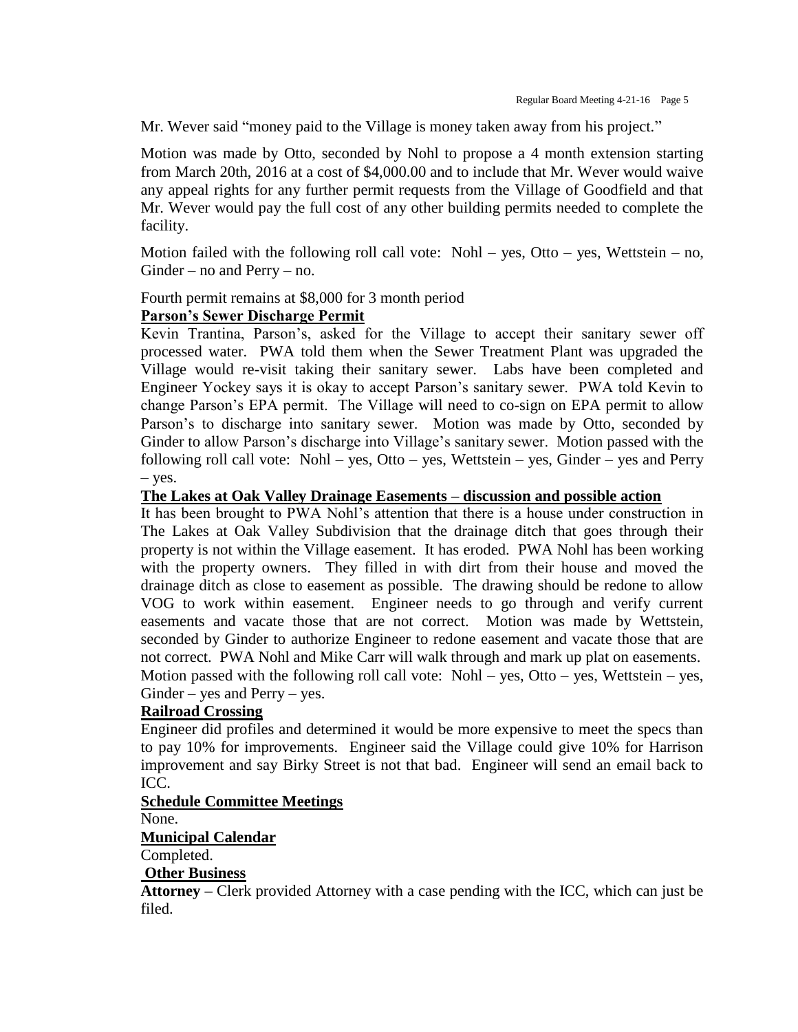Mr. Wever said "money paid to the Village is money taken away from his project."

Motion was made by Otto, seconded by Nohl to propose a 4 month extension starting from March 20th, 2016 at a cost of $4,000.00 and to include that Mr. Wever would waive any appeal rights for any further permit requests from the Village of Goodfield and that Mr. Wever would pay the full cost of any other building permits needed to complete the facility.

Motion failed with the following roll call vote: Nohl – yes, Otto – yes, Wettstein – no, Ginder – no and Perry – no.

Fourth permit remains at $8,000 for 3 month period

**Parson's Sewer Discharge Permit**

Kevin Trantina, Parson's, asked for the Village to accept their sanitary sewer off processed water. PWA told them when the Sewer Treatment Plant was upgraded the Village would re-visit taking their sanitary sewer. Labs have been completed and Engineer Yockey says it is okay to accept Parson's sanitary sewer. PWA told Kevin to change Parson's EPA permit. The Village will need to co-sign on EPA permit to allow Parson's to discharge into sanitary sewer. Motion was made by Otto, seconded by Ginder to allow Parson's discharge into Village's sanitary sewer. Motion passed with the following roll call vote: Nohl – yes, Otto – yes, Wettstein – yes, Ginder – yes and Perry – yes.

**The Lakes at Oak Valley Drainage Easements – discussion and possible action**

It has been brought to PWA Nohl's attention that there is a house under construction in The Lakes at Oak Valley Subdivision that the drainage ditch that goes through their property is not within the Village easement. It has eroded. PWA Nohl has been working with the property owners. They filled in with dirt from their house and moved the drainage ditch as close to easement as possible. The drawing should be redone to allow VOG to work within easement. Engineer needs to go through and verify current easements and vacate those that are not correct. Motion was made by Wettstein, seconded by Ginder to authorize Engineer to redone easement and vacate those that are not correct. PWA Nohl and Mike Carr will walk through and mark up plat on easements. Motion passed with the following roll call vote: Nohl – yes, Otto – yes, Wettstein – yes, Ginder – yes and Perry – yes.

**Railroad Crossing**

Engineer did profiles and determined it would be more expensive to meet the specs than to pay 10% for improvements. Engineer said the Village could give 10% for Harrison improvement and say Birky Street is not that bad. Engineer will send an email back to ICC.

**Schedule Committee Meetings**

None.

**Municipal Calendar**

Completed.

**Other Business**

**Attorney –** Clerk provided Attorney with a case pending with the ICC, which can just be filed.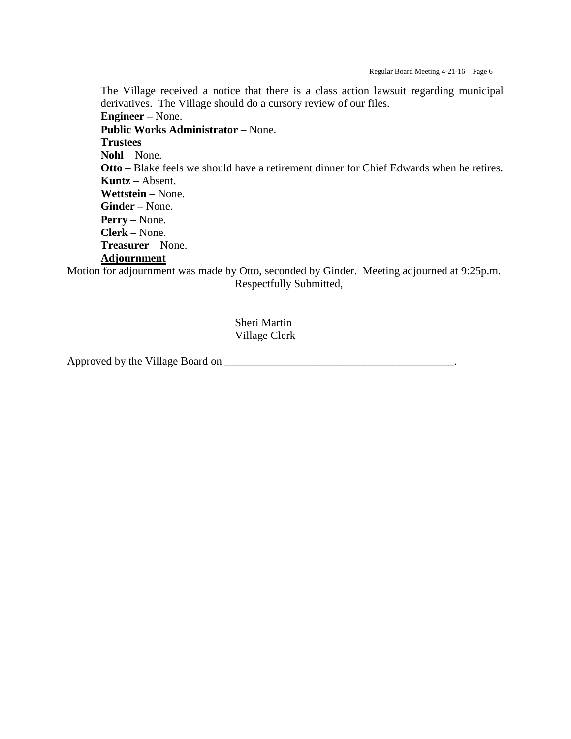The Village received a notice that there is a class action lawsuit regarding municipal derivatives. The Village should do a cursory review of our files.

**Engineer –** None.

**Public Works Administrator –** None.

**Trustees**

**Nohl** – None.

**Otto –** Blake feels we should have a retirement dinner for Chief Edwards when he retires.

**Kuntz –** Absent.

**Wettstein –** None.

**Ginder –** None.

**Perry –** None.

**Clerk –** None.

**Treasurer** – None.

**Adjournment**

Motion for adjournment was made by Otto, seconded by Ginder. Meeting adjourned at 9:25p.m.

Respectfully Submitted,

Sheri Martin
Village Clerk

Approved by the Village Board on \_\_\_\_\_\_\_\_\_\_\_\_\_\_\_\_\_\_\_\_\_\_\_\_\_\_\_\_\_\_\_\_\_\_\_\_\_\_\_\_\_.